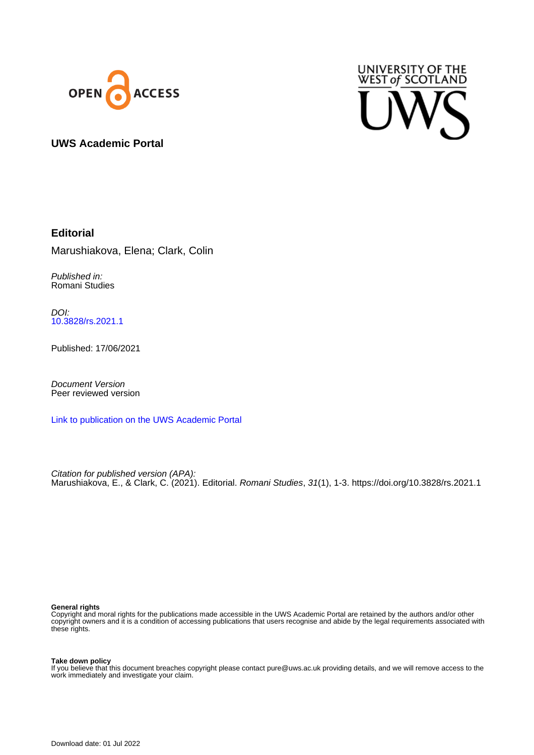UWS Academic Portal

# Editorial

Marushiakova, Elena; Clark, Colin

*Published in:*
Romani Studies

*DOI:*
10.3828/rs.2021.1

Published: 17/06/2021

*Document Version*
Peer reviewed version

Link to publication on the UWS Academic Portal

*Citation for published version (APA):*
Marushiakova, E., & Clark, C. (2021). Editorial. *Romani Studies*, *31*(1), 1-3. https://doi.org/10.3828/rs.2021.1

**General rights**
Copyright and moral rights for the publications made accessible in the UWS Academic Portal are retained by the authors and/or other copyright owners and it is a condition of accessing publications that users recognise and abide by the legal requirements associated with these rights.

**Take down policy**
If you believe that this document breaches copyright please contact pure@uws.ac.uk providing details, and we will remove access to the work immediately and investigate your claim.

Download date: 01 Jul 2022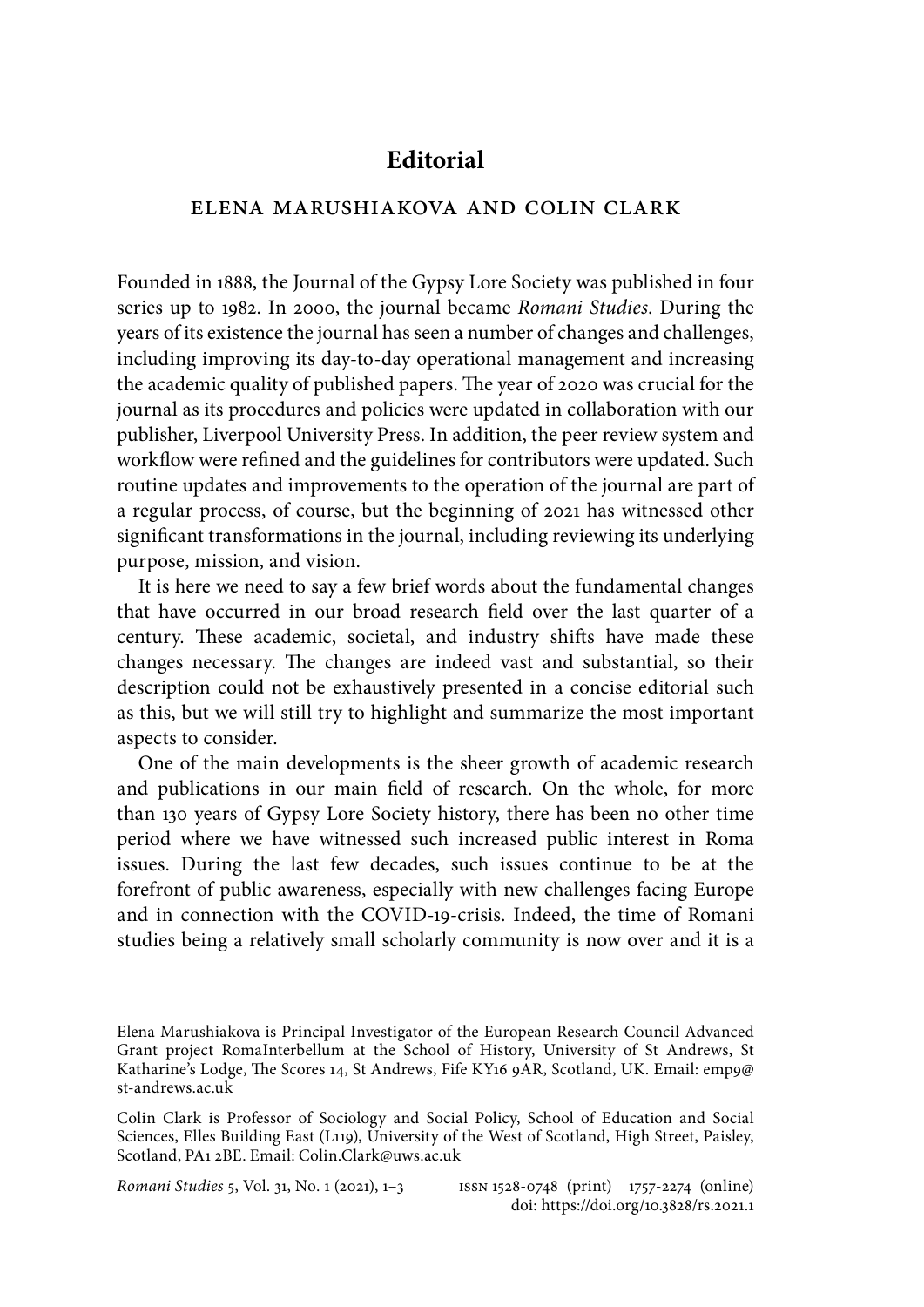# Editorial

ELENA MARUSHIAKOVA AND COLIN CLARK

Founded in 1888, the Journal of the Gypsy Lore Society was published in four series up to 1982. In 2000, the journal became *Romani Studies*. During the years of its existence the journal has seen a number of changes and challenges, including improving its day-to-day operational management and increasing the academic quality of published papers. The year of 2020 was crucial for the journal as its procedures and policies were updated in collaboration with our publisher, Liverpool University Press. In addition, the peer review system and workflow were refined and the guidelines for contributors were updated. Such routine updates and improvements to the operation of the journal are part of a regular process, of course, but the beginning of 2021 has witnessed other significant transformations in the journal, including reviewing its underlying purpose, mission, and vision.

It is here we need to say a few brief words about the fundamental changes that have occurred in our broad research field over the last quarter of a century. These academic, societal, and industry shifts have made these changes necessary. The changes are indeed vast and substantial, so their description could not be exhaustively presented in a concise editorial such as this, but we will still try to highlight and summarize the most important aspects to consider.

One of the main developments is the sheer growth of academic research and publications in our main field of research. On the whole, for more than 130 years of Gypsy Lore Society history, there has been no other time period where we have witnessed such increased public interest in Roma issues. During the last few decades, such issues continue to be at the forefront of public awareness, especially with new challenges facing Europe and in connection with the COVID-19-crisis. Indeed, the time of Romani studies being a relatively small scholarly community is now over and it is a

Elena Marushiakova is Principal Investigator of the European Research Council Advanced Grant project RomaInterbellum at the School of History, University of St Andrews, St Katharine's Lodge, The Scores 14, St Andrews, Fife KY16 9AR, Scotland, UK. Email: emp9@st-andrews.ac.uk

Colin Clark is Professor of Sociology and Social Policy, School of Education and Social Sciences, Elles Building East (L119), University of the West of Scotland, High Street, Paisley, Scotland, PA1 2BE. Email: Colin.Clark@uws.ac.uk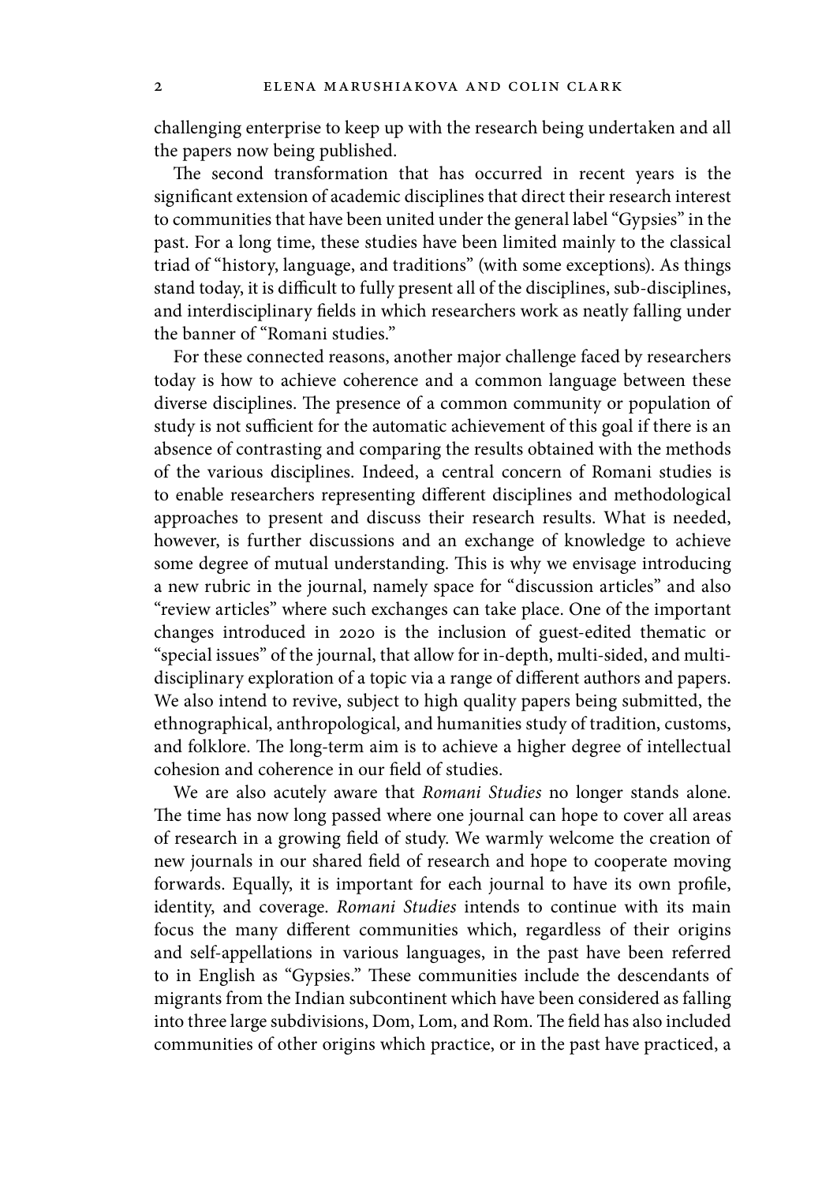challenging enterprise to keep up with the research being undertaken and all the papers now being published.

The second transformation that has occurred in recent years is the significant extension of academic disciplines that direct their research interest to communities that have been united under the general label "Gypsies" in the past. For a long time, these studies have been limited mainly to the classical triad of "history, language, and traditions" (with some exceptions). As things stand today, it is difficult to fully present all of the disciplines, sub-disciplines, and interdisciplinary fields in which researchers work as neatly falling under the banner of "Romani studies."

For these connected reasons, another major challenge faced by researchers today is how to achieve coherence and a common language between these diverse disciplines. The presence of a common community or population of study is not sufficient for the automatic achievement of this goal if there is an absence of contrasting and comparing the results obtained with the methods of the various disciplines. Indeed, a central concern of Romani studies is to enable researchers representing different disciplines and methodological approaches to present and discuss their research results. What is needed, however, is further discussions and an exchange of knowledge to achieve some degree of mutual understanding. This is why we envisage introducing a new rubric in the journal, namely space for "discussion articles" and also "review articles" where such exchanges can take place. One of the important changes introduced in 2020 is the inclusion of guest-edited thematic or "special issues" of the journal, that allow for in-depth, multi-sided, and multi-disciplinary exploration of a topic via a range of different authors and papers. We also intend to revive, subject to high quality papers being submitted, the ethnographical, anthropological, and humanities study of tradition, customs, and folklore. The long-term aim is to achieve a higher degree of intellectual cohesion and coherence in our field of studies.

We are also acutely aware that *Romani Studies* no longer stands alone. The time has now long passed where one journal can hope to cover all areas of research in a growing field of study. We warmly welcome the creation of new journals in our shared field of research and hope to cooperate moving forwards. Equally, it is important for each journal to have its own profile, identity, and coverage. *Romani Studies* intends to continue with its main focus the many different communities which, regardless of their origins and self-appellations in various languages, in the past have been referred to in English as "Gypsies." These communities include the descendants of migrants from the Indian subcontinent which have been considered as falling into three large subdivisions, Dom, Lom, and Rom. The field has also included communities of other origins which practice, or in the past have practiced, a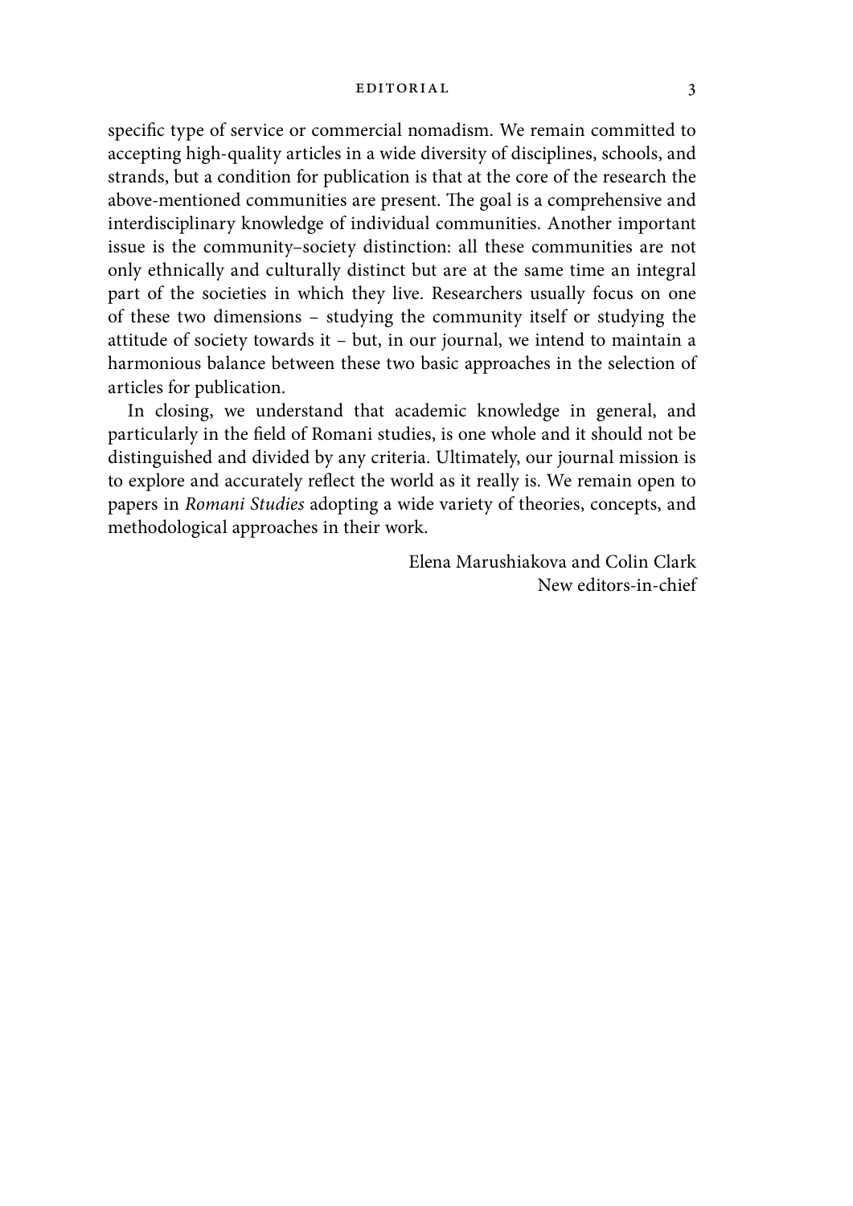specific type of service or commercial nomadism. We remain committed to accepting high-quality articles in a wide diversity of disciplines, schools, and strands, but a condition for publication is that at the core of the research the above-mentioned communities are present. The goal is a comprehensive and interdisciplinary knowledge of individual communities. Another important issue is the community–society distinction: all these communities are not only ethnically and culturally distinct but are at the same time an integral part of the societies in which they live. Researchers usually focus on one of these two dimensions – studying the community itself or studying the attitude of society towards it – but, in our journal, we intend to maintain a harmonious balance between these two basic approaches in the selection of articles for publication.

In closing, we understand that academic knowledge in general, and particularly in the field of Romani studies, is one whole and it should not be distinguished and divided by any criteria. Ultimately, our journal mission is to explore and accurately reflect the world as it really is. We remain open to papers in *Romani Studies* adopting a wide variety of theories, concepts, and methodological approaches in their work.

Elena Marushiakova and Colin Clark
New editors-in-chief